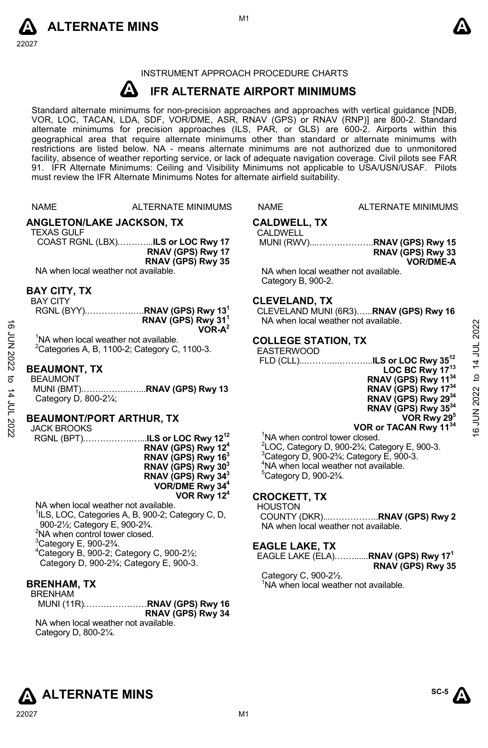INSTRUMENT APPROACH PROCEDURE CHARTS

# IFR ALTERNATE AIRPORT MINIMUMS

Standard alternate minimums for non-precision approaches and approaches with vertical guidance [NDB, VOR, LOC, TACAN, LDA, SDF, VOR/DME, ASR, RNAV (GPS) or RNAV (RNP)] are 800-2. Standard alternate minimums for precision approaches (ILS, PAR, or GLS) are 600-2. Airports within this geographical area that require alternate minimums other than standard or alternate minimums with restrictions are listed below. NA - means alternate minimums are not authorized due to unmonitored facility, absence of weather reporting service, or lack of adequate navigation coverage. Civil pilots see FAR 91. IFR Alternate Minimums: Ceiling and Visibility Minimums not applicable to USA/USN/USAF. Pilots must review the IFR Alternate Minimums Notes for alternate airfield suitability.

NAME — ALTERNATE MINIMUMS

## ANGLETON/LAKE JACKSON, TX

TEXAS GULF COAST RGNL (LBX)............**ILS or LOC Rwy 17**
**RNAV (GPS) Rwy 17**
**RNAV (GPS) Rwy 35**

NA when local weather not available.

## BAY CITY, TX

BAY CITY RGNL (BYY)...................**RNAV (GPS) Rwy 13**[1]
**RNAV (GPS) Rwy 31**[1]
**VOR-A**[2]

[1]NA when local weather not available.
[2]Categories A, B, 1100-2; Category C, 1100-3.

## BEAUMONT, TX

BEAUMONT MUNI (BMT)......................**RNAV (GPS) Rwy 13**

Category D, 800-2¼;

## BEAUMONT/PORT ARTHUR, TX

JACK BROOKS RGNL (BPT).....................**ILS or LOC Rwy 12**[12]
**RNAV (GPS) Rwy 12**[4]
**RNAV (GPS) Rwy 16**[3]
**RNAV (GPS) Rwy 30**[3]
**RNAV (GPS) Rwy 34**[3]
**VOR/DME Rwy 34**[4]
**VOR Rwy 12**[4]

NA when local weather not available.
[1]ILS, LOC, Categories A, B, 900-2; Category C, D, 900-2½; Category E, 900-2¾.
[2]NA when control tower closed.
[3]Category E, 900-2¾.
[4]Category B, 900-2; Category C, 900-2½; Category D, 900-2¾; Category E, 900-3.

## BRENHAM, TX

BRENHAM MUNI (11R).....................**RNAV (GPS) Rwy 16**
**RNAV (GPS) Rwy 34**

NA when local weather not available.
Category D, 800-2¼.

## CALDWELL, TX

CALDWELL MUNI (RWV)......................**RNAV (GPS) Rwy 15**
**RNAV (GPS) Rwy 33**
**VOR/DME-A**

NA when local weather not available.
Category B, 900-2.

## CLEVELAND, TX

CLEVELAND MUNI (6R3)......**RNAV (GPS) Rwy 16**

NA when local weather not available.

## COLLEGE STATION, TX

EASTERWOOD FLD (CLL)........................**ILS or LOC Rwy 35**[12]
**LOC BC Rwy 17**[13]
**RNAV (GPS) Rwy 11**[34]
**RNAV (GPS) Rwy 17**[34]
**RNAV (GPS) Rwy 29**[34]
**RNAV (GPS) Rwy 35**[34]
**VOR Rwy 29**[5]
**VOR or TACAN Rwy 11**[34]

[1]NA when control tower closed.
[2]LOC, Category D, 900-2¾; Category E, 900-3.
[3]Category D, 900-2¾; Category E, 900-3.
[4]NA when local weather not available.
[5]Category D, 900-2¾.

## CROCKETT, TX

HOUSTON COUNTY (DKR)...................**RNAV (GPS) Rwy 2**

NA when local weather not available.

## EAGLE LAKE, TX

EAGLE LAKE (ELA)..........**RNAV (GPS) Rwy 17**[1]
**RNAV (GPS) Rwy 35**

Category C, 900-2½.
[1]NA when local weather not available.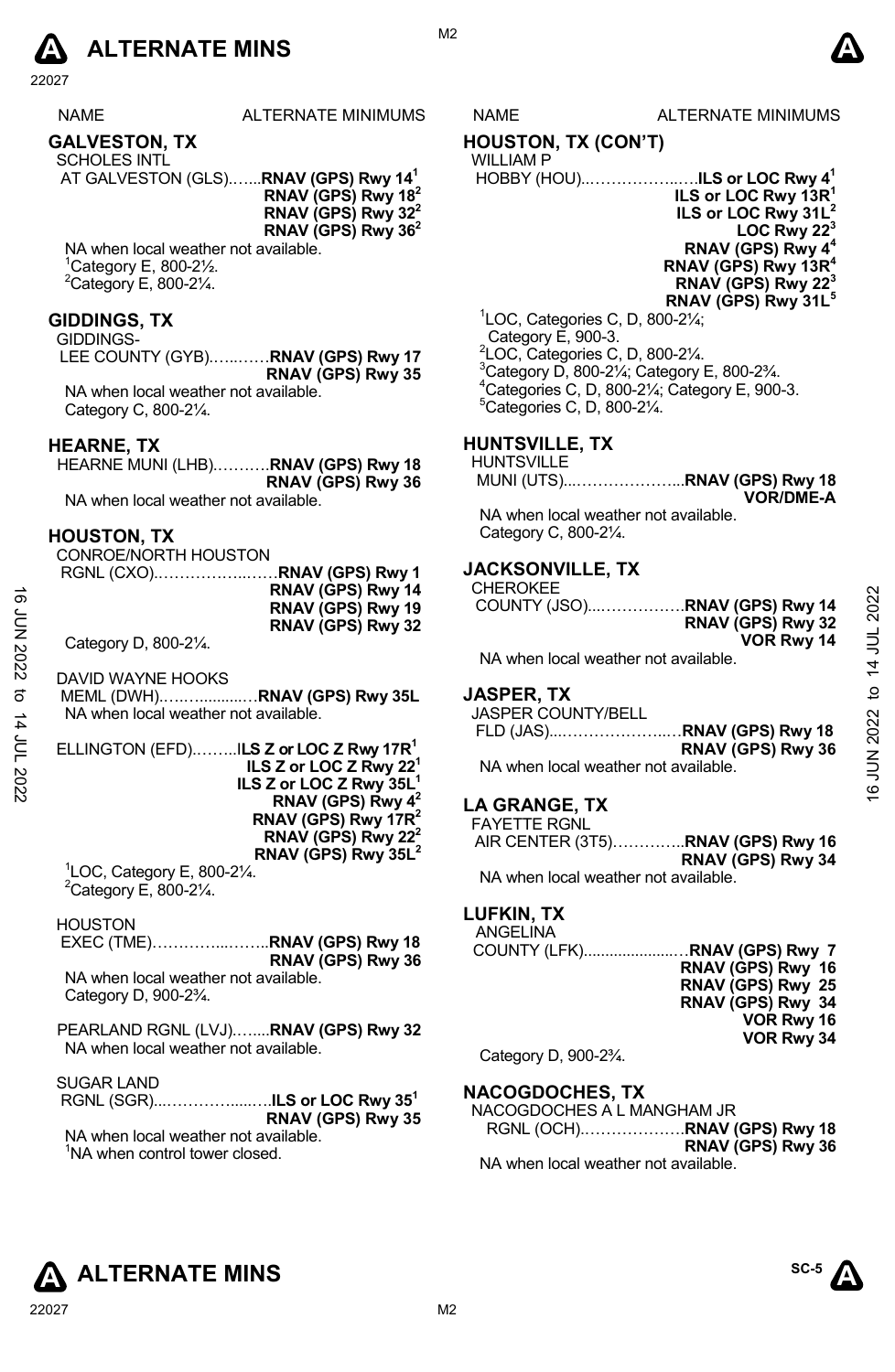# ALTERNATE MINS

| NAME | ALTERNATE MINIMUMS |
|---|---|

## GALVESTON, TX

SCHOLES INTL
AT GALVESTON (GLS)……**RNAV (GPS) Rwy 14[1]**
**RNAV (GPS) Rwy 18[2]**
**RNAV (GPS) Rwy 32[2]**
**RNAV (GPS) Rwy 36[2]**

NA when local weather not available.
[1]Category E, 800-2½.
[2]Category E, 800-2¼.

## GIDDINGS, TX

GIDDINGS-
LEE COUNTY (GYB)……**RNAV (GPS) Rwy 17**
**RNAV (GPS) Rwy 35**

NA when local weather not available.
Category C, 800-2¼.

## HEARNE, TX

HEARNE MUNI (LHB)……….**RNAV (GPS) Rwy 18**
**RNAV (GPS) Rwy 36**

NA when local weather not available.

## HOUSTON, TX

CONROE/NORTH HOUSTON
RGNL (CXO)……………….**RNAV (GPS) Rwy 1**
**RNAV (GPS) Rwy 14**
**RNAV (GPS) Rwy 19**
**RNAV (GPS) Rwy 32**

Category D, 800-2¼.

DAVID WAYNE HOOKS
MEML (DWH)……………**RNAV (GPS) Rwy 35L**
NA when local weather not available.

ELLINGTON (EFD)……..**ILS Z or LOC Z Rwy 17R[1]**
**ILS Z or LOC Z Rwy 22[1]**
**ILS Z or LOC Z Rwy 35L[1]**
**RNAV (GPS) Rwy 4[2]**
**RNAV (GPS) Rwy 17R[2]**
**RNAV (GPS) Rwy 22[2]**
**RNAV (GPS) Rwy 35L[2]**

[1]LOC, Category E, 800-2¼.
[2]Category E, 800-2¼.

HOUSTON
EXEC (TME)……………..**RNAV (GPS) Rwy 18**
**RNAV (GPS) Rwy 36**

NA when local weather not available.
Category D, 900-2¾.

PEARLAND RGNL (LVJ)……**RNAV (GPS) Rwy 32**
NA when local weather not available.

SUGAR LAND
RGNL (SGR)……………**ILS or LOC Rwy 35[1]**
**RNAV (GPS) Rwy 35**

NA when local weather not available.
[1]NA when control tower closed.

## HOUSTON, TX (CON'T)

WILLIAM P
HOBBY (HOU)……………….**ILS or LOC Rwy 4[1]**
**ILS or LOC Rwy 13R[1]**
**ILS or LOC Rwy 31L[2]**
**LOC Rwy 22[3]**
**RNAV (GPS) Rwy 4[4]**
**RNAV (GPS) Rwy 13R[4]**
**RNAV (GPS) Rwy 22[3]**
**RNAV (GPS) Rwy 31L[5]**

[1]LOC, Categories C, D, 800-2¼;
Category E, 900-3.
[2]LOC, Categories C, D, 800-2¼.
[3]Category D, 800-2¼; Category E, 800-2¾.
[4]Categories C, D, 800-2¼; Category E, 900-3.
[5]Categories C, D, 800-2¼.

## HUNTSVILLE, TX

HUNTSVILLE
MUNI (UTS)…………………**RNAV (GPS) Rwy 18**
**VOR/DME-A**

NA when local weather not available.
Category C, 800-2¼.

## JACKSONVILLE, TX

CHEROKEE
COUNTY (JSO)……………….**RNAV (GPS) Rwy 14**
**RNAV (GPS) Rwy 32**
**VOR Rwy 14**

NA when local weather not available.

## JASPER, TX

JASPER COUNTY/BELL
FLD (JAS)……………………**RNAV (GPS) Rwy 18**
**RNAV (GPS) Rwy 36**

NA when local weather not available.

## LA GRANGE, TX

FAYETTE RGNL
AIR CENTER (3T5)…………..**RNAV (GPS) Rwy 16**
**RNAV (GPS) Rwy 34**

NA when local weather not available.

## LUFKIN, TX

ANGELINA
COUNTY (LFK)……………….**RNAV (GPS) Rwy 7**
**RNAV (GPS) Rwy 16**
**RNAV (GPS) Rwy 25**
**RNAV (GPS) Rwy 34**
**VOR Rwy 16**
**VOR Rwy 34**

Category D, 900-2¾.

## NACOGDOCHES, TX

NACOGDOCHES A L MANGHAM JR
RGNL (OCH)……………….**RNAV (GPS) Rwy 18**
**RNAV (GPS) Rwy 36**

NA when local weather not available.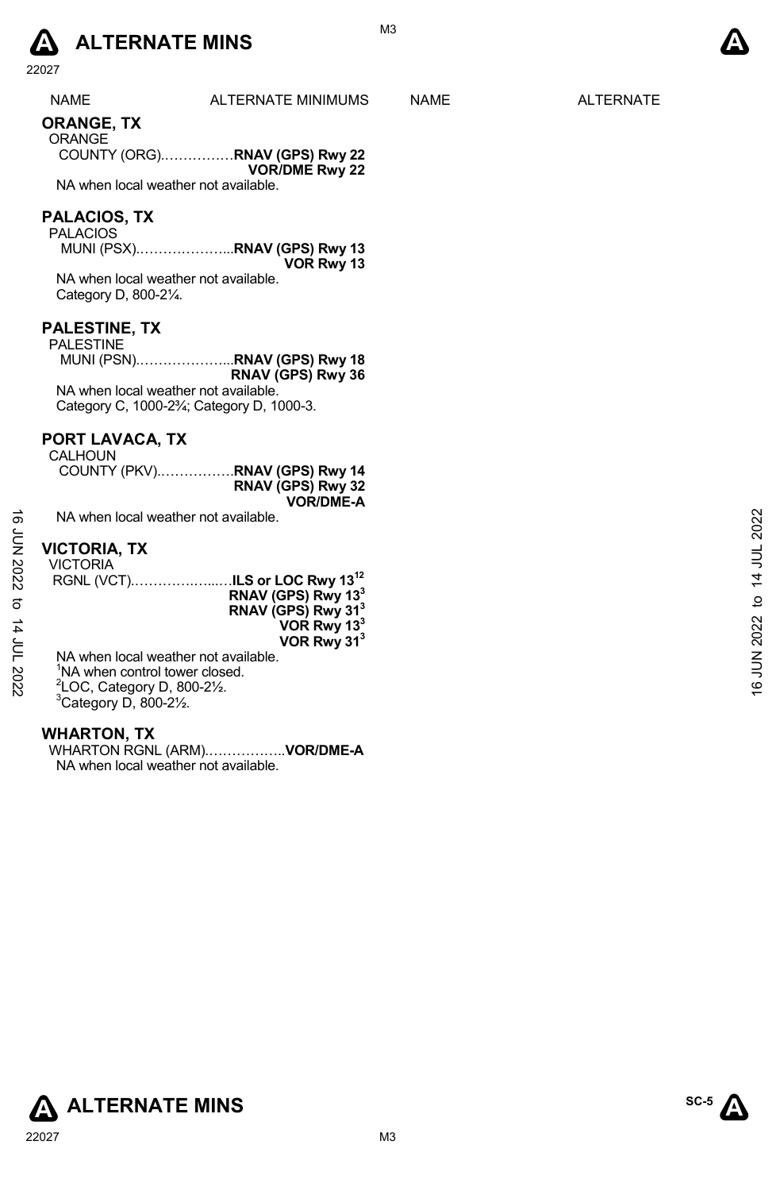| NAME | ALTERNATE MINIMUMS | NAME | ALTERNATE |
|---|---|---|---|

## ORANGE, TX

ORANGE
COUNTY (ORG)……………**RNAV (GPS) Rwy 22**
**VOR/DME Rwy 22**

NA when local weather not available.

## PALACIOS, TX

PALACIOS
MUNI (PSX)………………...**RNAV (GPS) Rwy 13**
**VOR Rwy 13**

NA when local weather not available.
Category D, 800-2¼.

## PALESTINE, TX

PALESTINE
MUNI (PSN)………………...**RNAV (GPS) Rwy 18**
**RNAV (GPS) Rwy 36**

NA when local weather not available.
Category C, 1000-2¾; Category D, 1000-3.

## PORT LAVACA, TX

CALHOUN
COUNTY (PKV)……………..**RNAV (GPS) Rwy 14**
**RNAV (GPS) Rwy 32**
**VOR/DME-A**

NA when local weather not available.

## VICTORIA, TX

VICTORIA
RGNL (VCT)……………...…**ILS or LOC Rwy 13**[1,2]
**RNAV (GPS) Rwy 13**[3]
**RNAV (GPS) Rwy 31**[3]
**VOR Rwy 13**[3]
**VOR Rwy 31**[3]

NA when local weather not available.
[1]NA when control tower closed.
[2]LOC, Category D, 800-2½.
[3]Category D, 800-2½.

## WHARTON, TX

WHARTON RGNL (ARM)……………..**VOR/DME-A**
NA when local weather not available.